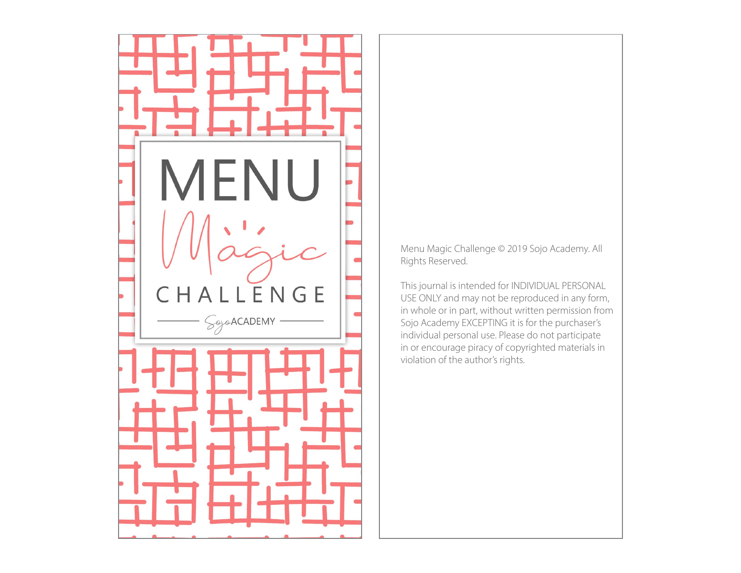# MENU Magic CHALLENGE

Sojo ACADEMY

Menu Magic Challenge © 2019 Sojo Academy. All Rights Reserved.

This journal is intended for INDIVIDUAL PERSONAL USE ONLY and may not be reproduced in any form, in whole or in part, without written permission from Sojo Academy EXCEPTING it is for the purchaser's individual personal use. Please do not participate in or encourage piracy of copyrighted materials in violation of the author's rights.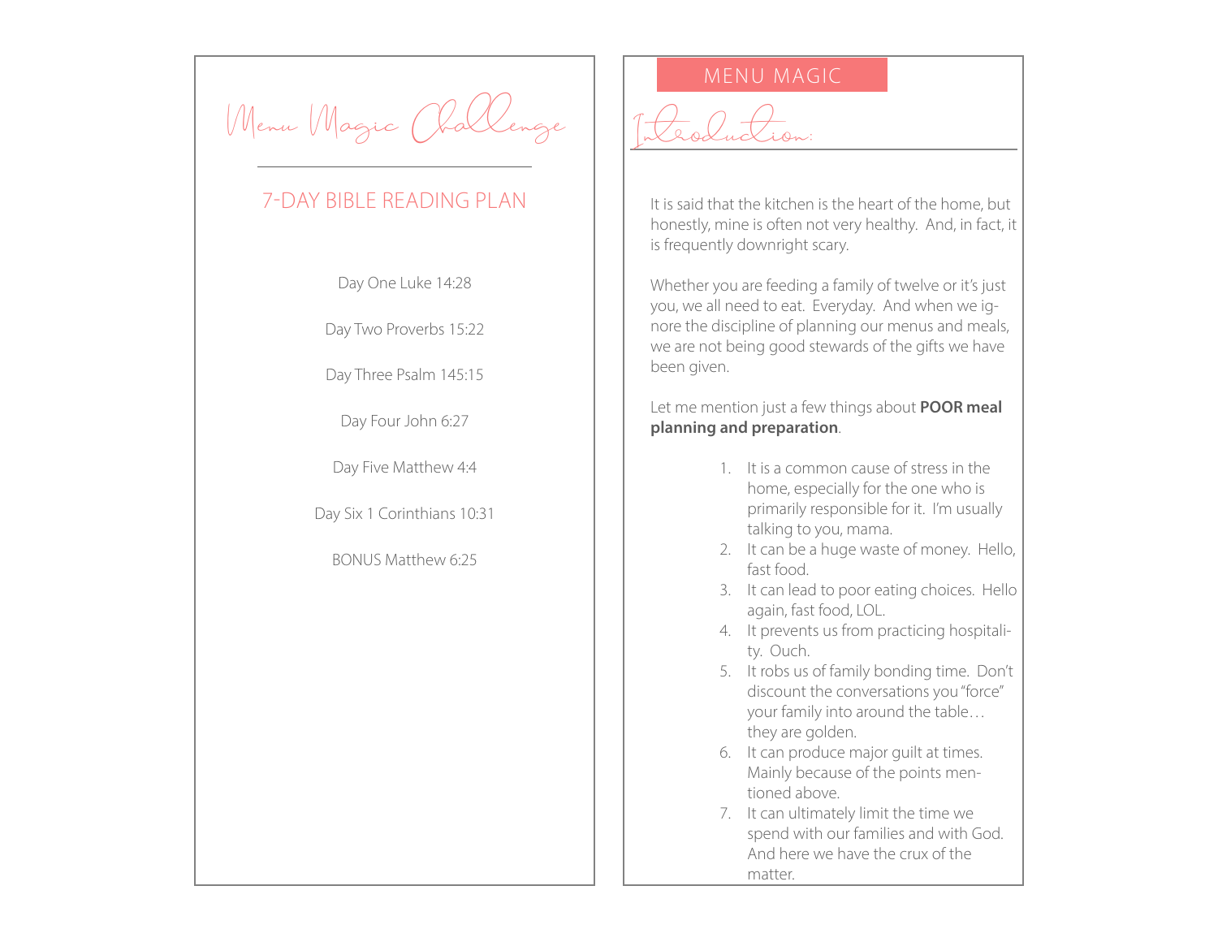# Menu Magic Challenge

## 7-DAY BIBLE READING PLAN

Day One Luke 14:28

Day Two Proverbs 15:22

Day Three Psalm 145:15

Day Four John 6:27

Day Five Matthew 4:4

Day Six 1 Corinthians 10:31

BONUS Matthew 6:25

MENU MAGIC

## Introduction:

It is said that the kitchen is the heart of the home, but honestly, mine is often not very healthy. And, in fact, it is frequently downright scary.

Whether you are feeding a family of twelve or it's just you, we all need to eat. Everyday. And when we ignore the discipline of planning our menus and meals, we are not being good stewards of the gifts we have been given.

Let me mention just a few things about **POOR meal planning and preparation**.

1. It is a common cause of stress in the home, especially for the one who is primarily responsible for it. I'm usually talking to you, mama.
2. It can be a huge waste of money. Hello, fast food.
3. It can lead to poor eating choices. Hello again, fast food, LOL.
4. It prevents us from practicing hospitality. Ouch.
5. It robs us of family bonding time. Don't discount the conversations you "force" your family into around the table… they are golden.
6. It can produce major guilt at times. Mainly because of the points mentioned above.
7. It can ultimately limit the time we spend with our families and with God. And here we have the crux of the matter.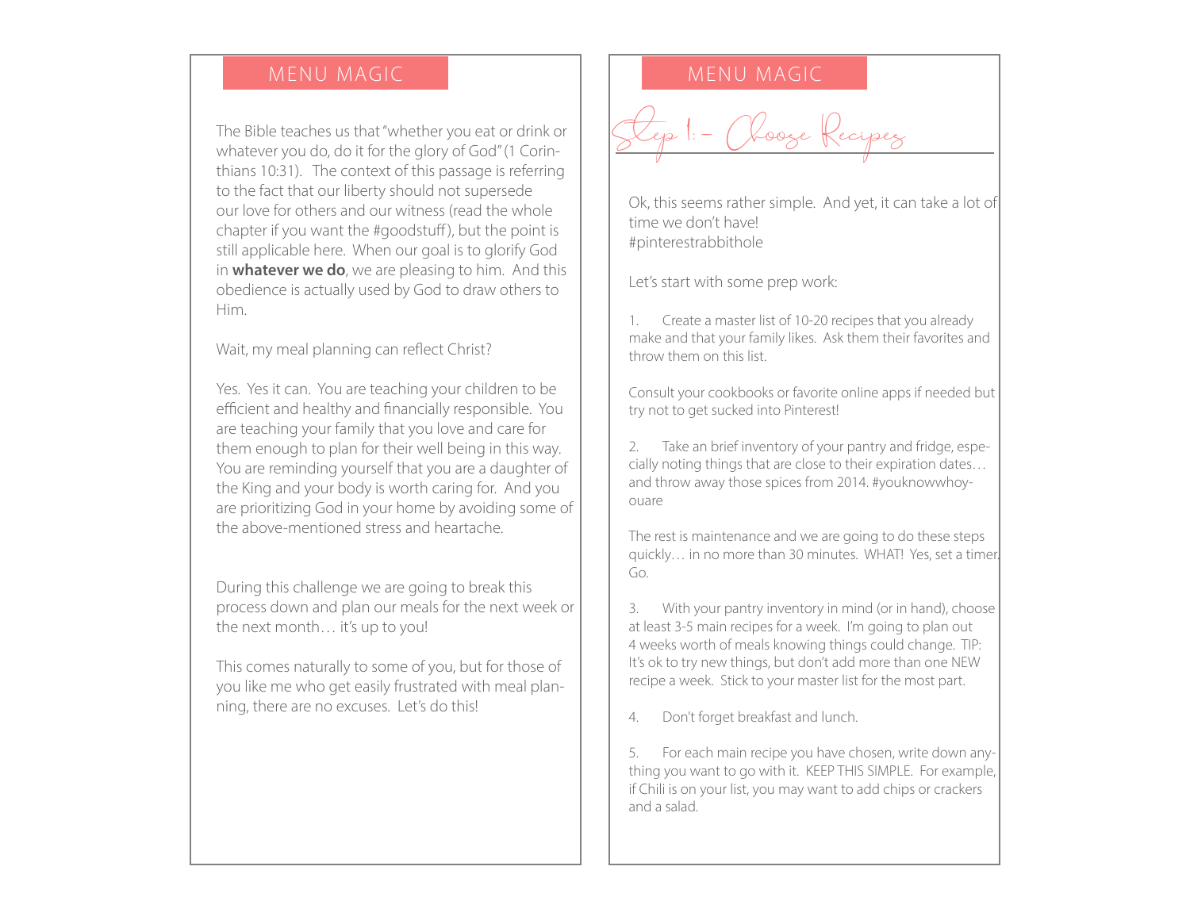## MENU MAGIC

The Bible teaches us that "whether you eat or drink or whatever you do, do it for the glory of God" (1 Corinthians 10:31). The context of this passage is referring to the fact that our liberty should not supersede our love for others and our witness (read the whole chapter if you want the #goodstuff), but the point is still applicable here. When our goal is to glorify God in **whatever we do**, we are pleasing to him. And this obedience is actually used by God to draw others to Him.

Wait, my meal planning can reflect Christ?

Yes. Yes it can. You are teaching your children to be efficient and healthy and financially responsible. You are teaching your family that you love and care for them enough to plan for their well being in this way. You are reminding yourself that you are a daughter of the King and your body is worth caring for. And you are prioritizing God in your home by avoiding some of the above-mentioned stress and heartache.

During this challenge we are going to break this process down and plan our meals for the next week or the next month… it's up to you!

This comes naturally to some of you, but for those of you like me who get easily frustrated with meal planning, there are no excuses. Let's do this!

## MENU MAGIC

### Step 1: - Choose Recipes

Ok, this seems rather simple. And yet, it can take a lot of time we don't have!
#pinterestrabbithole

Let's start with some prep work:

1. Create a master list of 10-20 recipes that you already make and that your family likes. Ask them their favorites and throw them on this list.

Consult your cookbooks or favorite online apps if needed but try not to get sucked into Pinterest!

2. Take an brief inventory of your pantry and fridge, especially noting things that are close to their expiration dates… and throw away those spices from 2014. #youknowwhoyouare

The rest is maintenance and we are going to do these steps quickly… in no more than 30 minutes. WHAT! Yes, set a timer. Go.

3. With your pantry inventory in mind (or in hand), choose at least 3-5 main recipes for a week. I'm going to plan out 4 weeks worth of meals knowing things could change. TIP: It's ok to try new things, but don't add more than one NEW recipe a week. Stick to your master list for the most part.

4. Don't forget breakfast and lunch.

5. For each main recipe you have chosen, write down anything you want to go with it. KEEP THIS SIMPLE. For example, if Chili is on your list, you may want to add chips or crackers and a salad.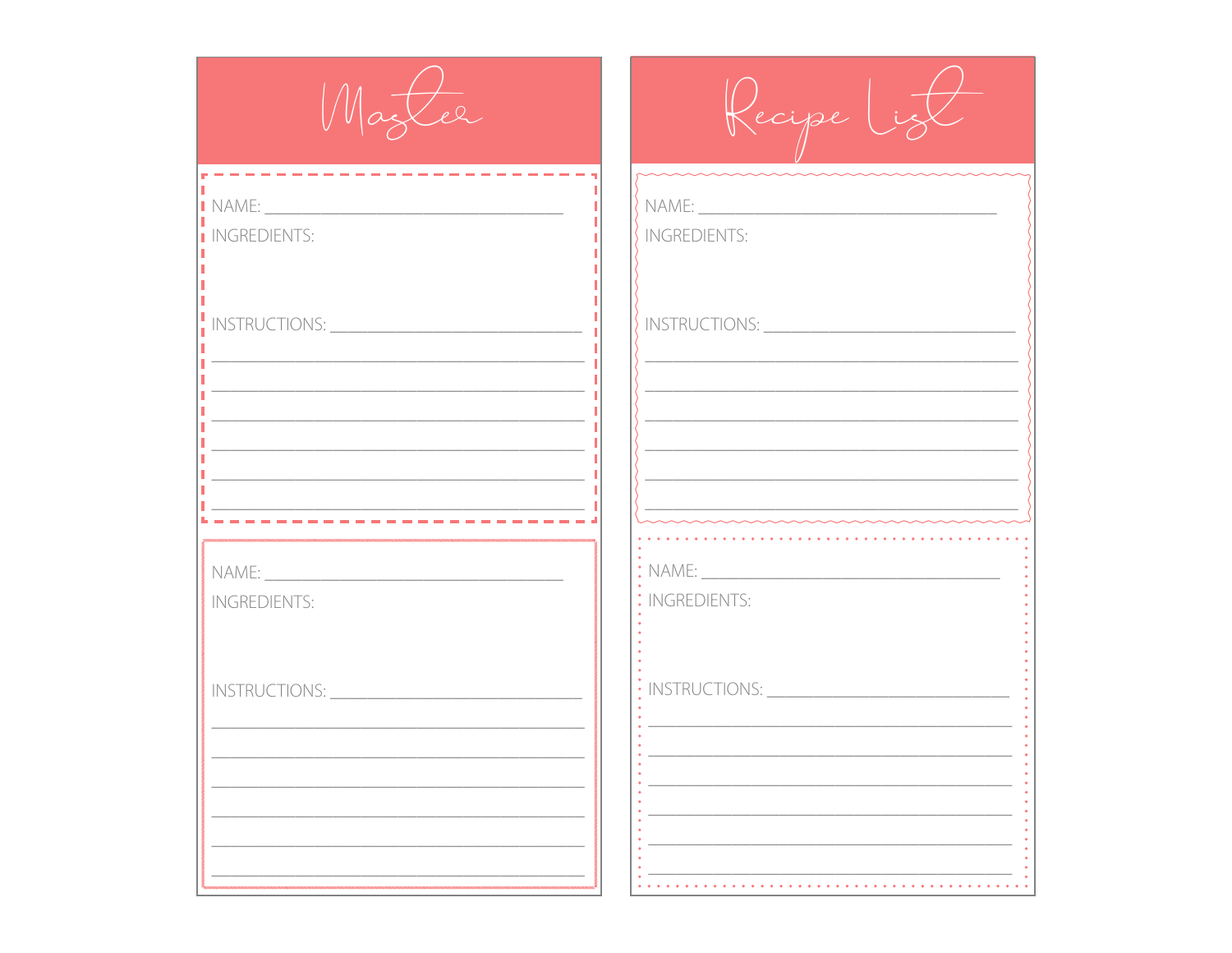# Master Recipe List

NAME: ___________________________________

INGREDIENTS:

INSTRUCTIONS: ______________________________

_____________________________________________

_____________________________________________

_____________________________________________

_____________________________________________

_____________________________________________

_____________________________________________

NAME: ___________________________________

INGREDIENTS:

INSTRUCTIONS: ______________________________

_____________________________________________

_____________________________________________

_____________________________________________

_____________________________________________

_____________________________________________

_____________________________________________

NAME: ___________________________________

INGREDIENTS:

INSTRUCTIONS: ______________________________

_____________________________________________

_____________________________________________

_____________________________________________

_____________________________________________

_____________________________________________

_____________________________________________

NAME: ___________________________________

INGREDIENTS:

INSTRUCTIONS: ______________________________

_____________________________________________

_____________________________________________

_____________________________________________

_____________________________________________

_____________________________________________

_____________________________________________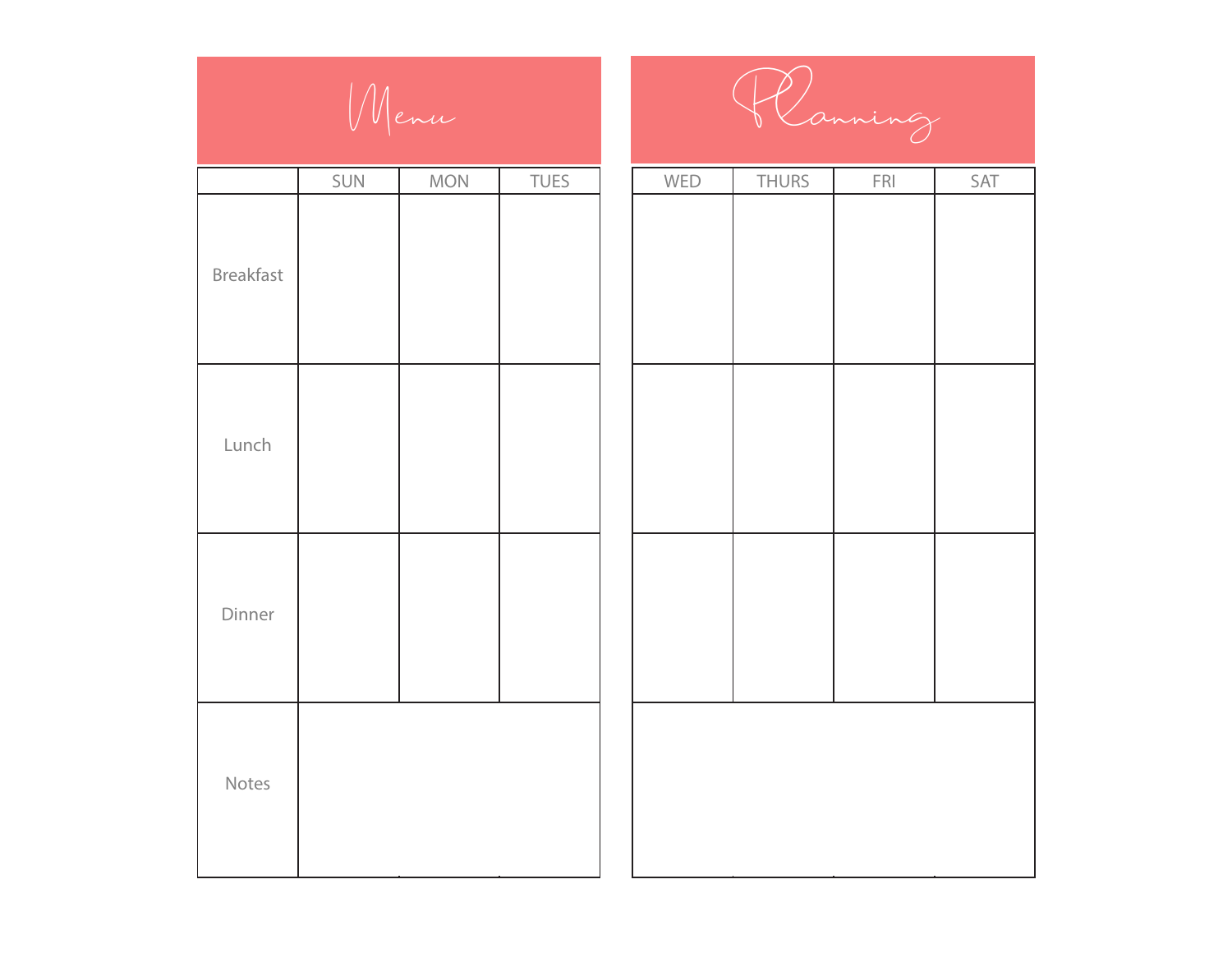# Menu Planning

| | SUN | MON | TUES | WED | THURS | FRI | SAT |
|---|---|---|---|---|---|---|---|
| Breakfast | | | | | | | |
| Lunch | | | | | | | |
| Dinner | | | | | | | |
| Notes | | | | | | | |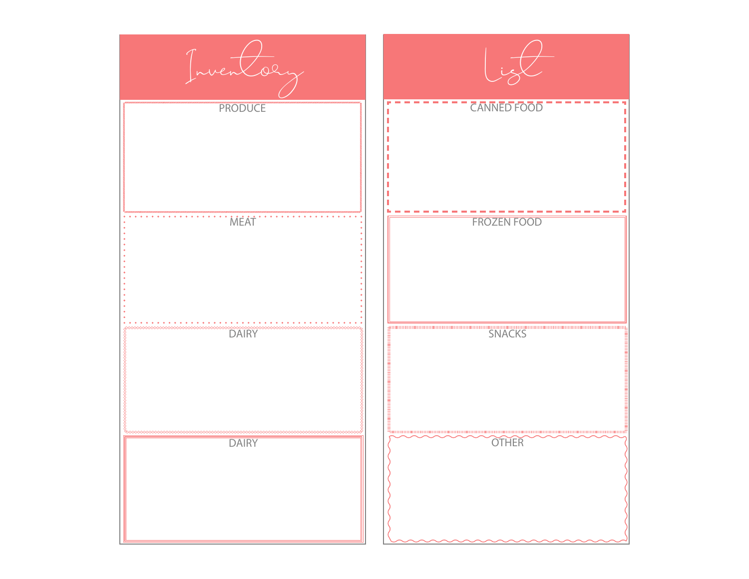# Inventory

## PRODUCE

## MEAT

## DAIRY

## DAIRY

# List

## CANNED FOOD

## FROZEN FOOD

## SNACKS

## OTHER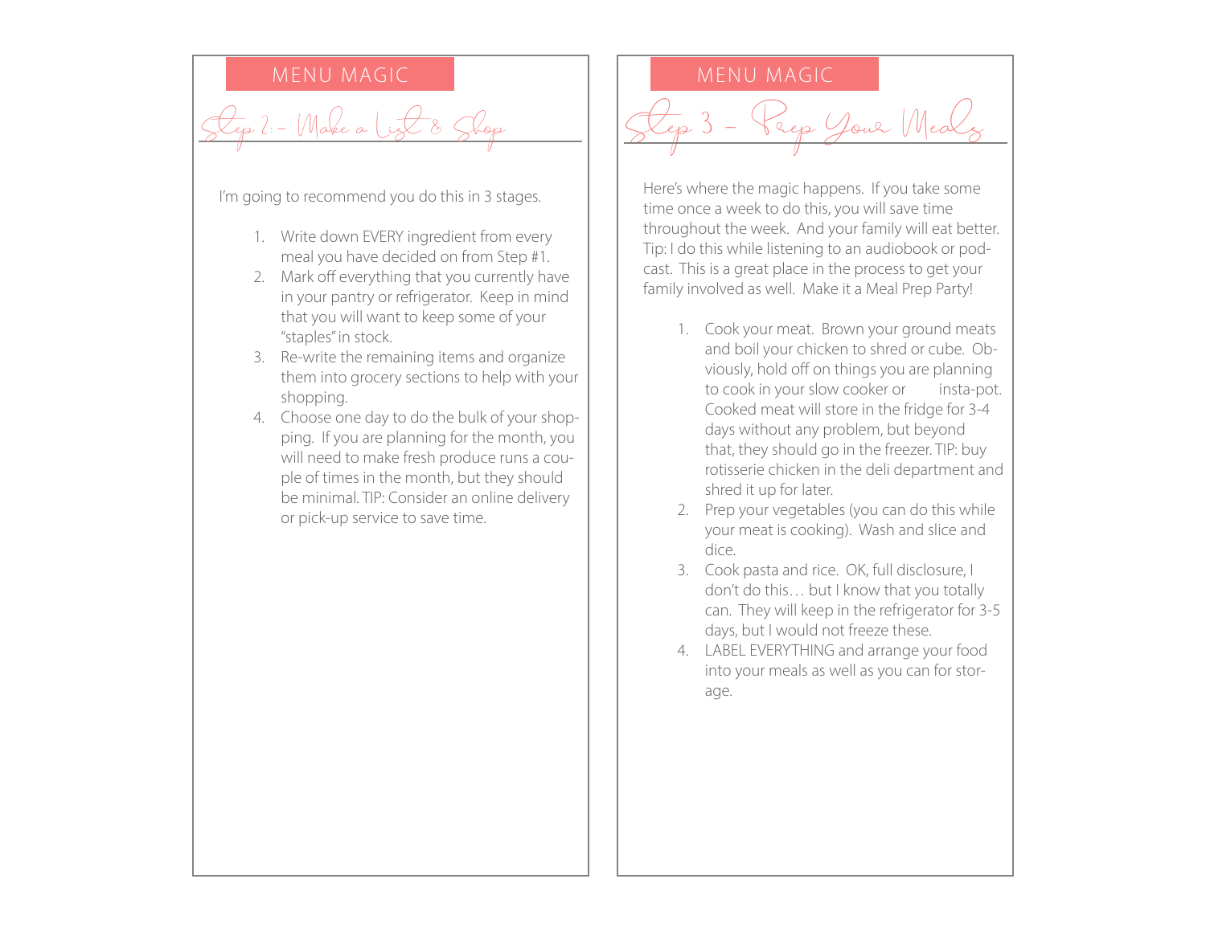MENU MAGIC

## Step 2: - Make a List & Shop

I'm going to recommend you do this in 3 stages.

1. Write down EVERY ingredient from every meal you have decided on from Step #1.
2. Mark off everything that you currently have in your pantry or refrigerator. Keep in mind that you will want to keep some of your "staples" in stock.
3. Re-write the remaining items and organize them into grocery sections to help with your shopping.
4. Choose one day to do the bulk of your shopping. If you are planning for the month, you will need to make fresh produce runs a couple of times in the month, but they should be minimal. TIP: Consider an online delivery or pick-up service to save time.

MENU MAGIC

## Step 3 - Prep Your Meals

Here's where the magic happens. If you take some time once a week to do this, you will save time throughout the week. And your family will eat better. Tip: I do this while listening to an audiobook or podcast. This is a great place in the process to get your family involved as well. Make it a Meal Prep Party!

1. Cook your meat. Brown your ground meats and boil your chicken to shred or cube. Obviously, hold off on things you are planning to cook in your slow cooker or insta-pot. Cooked meat will store in the fridge for 3-4 days without any problem, but beyond that, they should go in the freezer. TIP: buy rotisserie chicken in the deli department and shred it up for later.
2. Prep your vegetables (you can do this while your meat is cooking). Wash and slice and dice.
3. Cook pasta and rice. OK, full disclosure, I don't do this… but I know that you totally can. They will keep in the refrigerator for 3-5 days, but I would not freeze these.
4. LABEL EVERYTHING and arrange your food into your meals as well as you can for storage.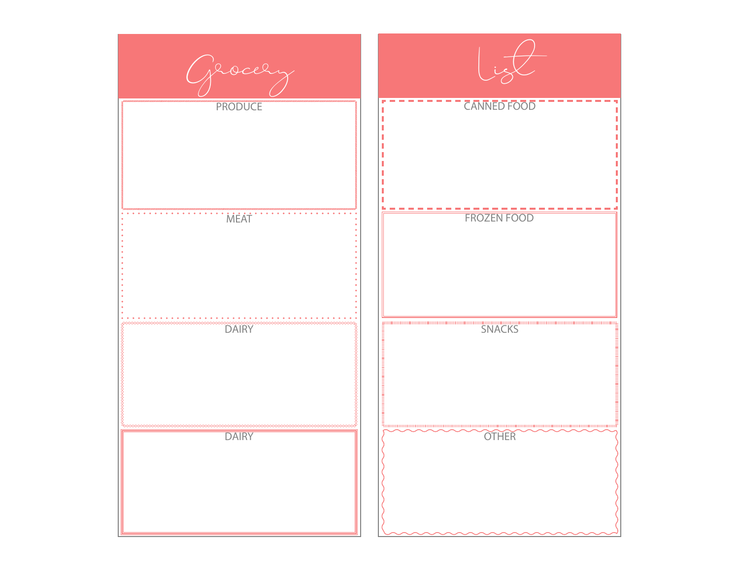# Grocery

## PRODUCE

## MEAT

## DAIRY

## DAIRY

# List

## CANNED FOOD

## FROZEN FOOD

## SNACKS

## OTHER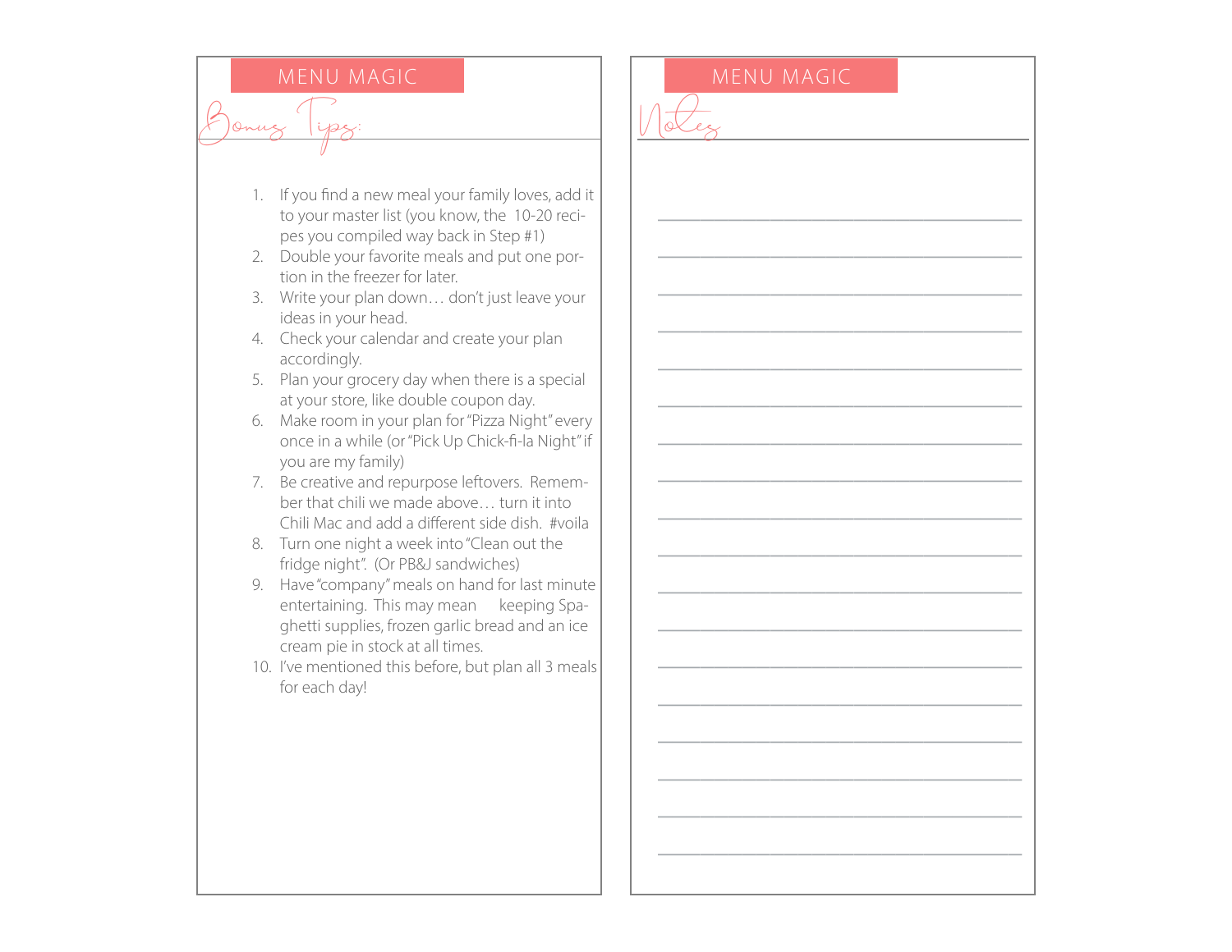MENU MAGIC

## Bonus Tips:

1. If you find a new meal your family loves, add it to your master list (you know, the 10-20 recipes you compiled way back in Step #1)
2. Double your favorite meals and put one portion in the freezer for later.
3. Write your plan down… don't just leave your ideas in your head.
4. Check your calendar and create your plan accordingly.
5. Plan your grocery day when there is a special at your store, like double coupon day.
6. Make room in your plan for "Pizza Night" every once in a while (or "Pick Up Chick-fi-la Night" if you are my family)
7. Be creative and repurpose leftovers. Remember that chili we made above… turn it into Chili Mac and add a different side dish. #voila
8. Turn one night a week into "Clean out the fridge night". (Or PB&J sandwiches)
9. Have "company" meals on hand for last minute entertaining. This may mean keeping Spaghetti supplies, frozen garlic bread and an ice cream pie in stock at all times.
10. I've mentioned this before, but plan all 3 meals for each day!

MENU MAGIC

## Notes